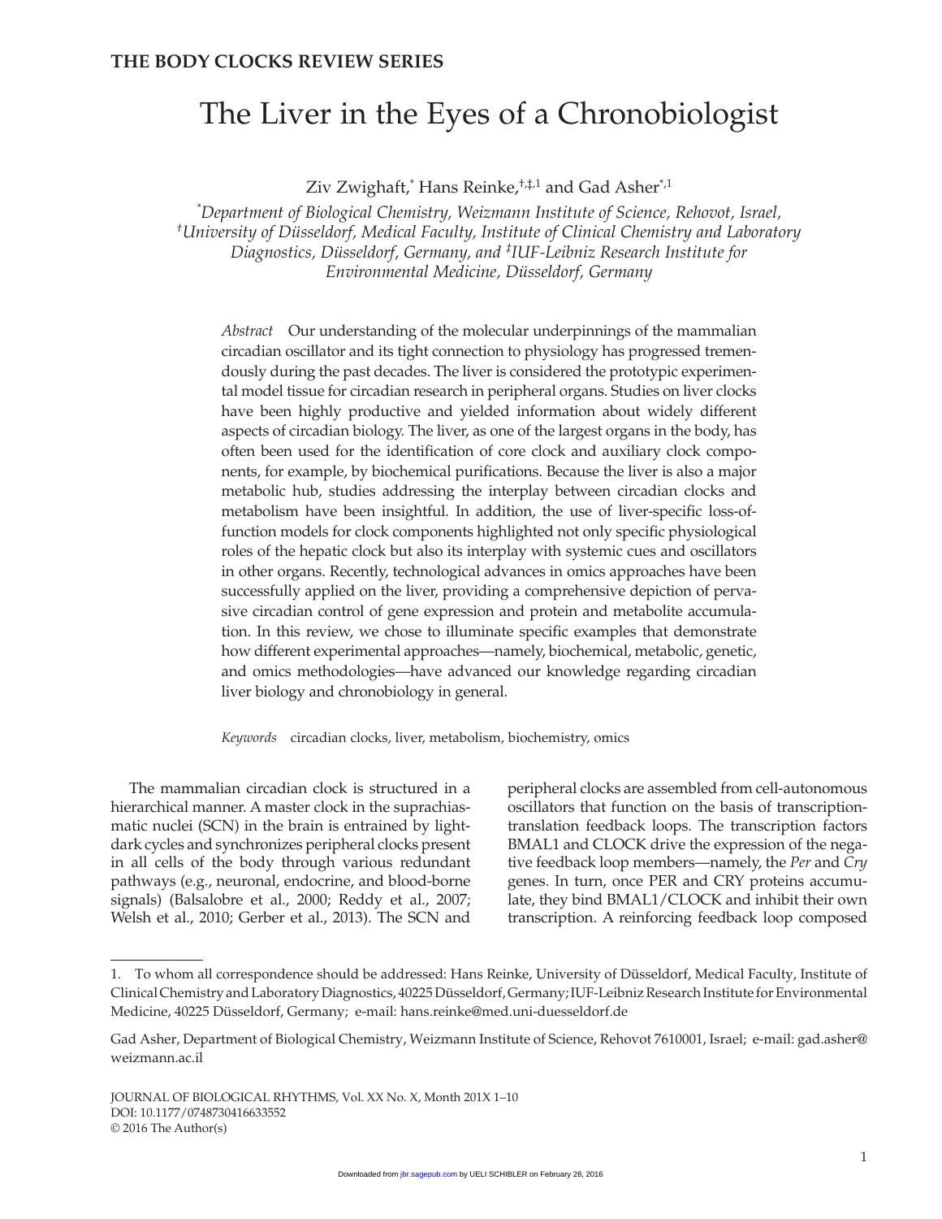**THE BODY CLOCKS REVIEW SERIES**

# The Liver in the Eyes of a Chronobiologist

Ziv Zwighaft,[*] Hans Reinke,[†,‡,1] and Gad Asher[*,1]

[*]*Department of Biological Chemistry, Weizmann Institute of Science, Rehovot, Israel,* [†]*University of Düsseldorf, Medical Faculty, Institute of Clinical Chemistry and Laboratory Diagnostics, Düsseldorf, Germany, and* [‡]*IUF-Leibniz Research Institute for Environmental Medicine, Düsseldorf, Germany*

*Abstract* Our understanding of the molecular underpinnings of the mammalian circadian oscillator and its tight connection to physiology has progressed tremendously during the past decades. The liver is considered the prototypic experimental model tissue for circadian research in peripheral organs. Studies on liver clocks have been highly productive and yielded information about widely different aspects of circadian biology. The liver, as one of the largest organs in the body, has often been used for the identification of core clock and auxiliary clock components, for example, by biochemical purifications. Because the liver is also a major metabolic hub, studies addressing the interplay between circadian clocks and metabolism have been insightful. In addition, the use of liver-specific loss-of-function models for clock components highlighted not only specific physiological roles of the hepatic clock but also its interplay with systemic cues and oscillators in other organs. Recently, technological advances in omics approaches have been successfully applied on the liver, providing a comprehensive depiction of pervasive circadian control of gene expression and protein and metabolite accumulation. In this review, we chose to illuminate specific examples that demonstrate how different experimental approaches—namely, biochemical, metabolic, genetic, and omics methodologies—have advanced our knowledge regarding circadian liver biology and chronobiology in general.

*Keywords* circadian clocks, liver, metabolism, biochemistry, omics

The mammalian circadian clock is structured in a hierarchical manner. A master clock in the suprachiasmatic nuclei (SCN) in the brain is entrained by light-dark cycles and synchronizes peripheral clocks present in all cells of the body through various redundant pathways (e.g., neuronal, endocrine, and blood-borne signals) (Balsalobre et al., 2000; Reddy et al., 2007; Welsh et al., 2010; Gerber et al., 2013). The SCN and peripheral clocks are assembled from cell-autonomous oscillators that function on the basis of transcription-translation feedback loops. The transcription factors BMAL1 and CLOCK drive the expression of the negative feedback loop members—namely, the *Per* and *Cry* genes. In turn, once PER and CRY proteins accumulate, they bind BMAL1/CLOCK and inhibit their own transcription. A reinforcing feedback loop composed

1. To whom all correspondence should be addressed: Hans Reinke, University of Düsseldorf, Medical Faculty, Institute of Clinical Chemistry and Laboratory Diagnostics, 40225 Düsseldorf, Germany; IUF-Leibniz Research Institute for Environmental Medicine, 40225 Düsseldorf, Germany; e-mail: hans.reinke@med.uni-duesseldorf.de

Gad Asher, Department of Biological Chemistry, Weizmann Institute of Science, Rehovot 7610001, Israel; e-mail: gad.asher@weizmann.ac.il

DOI: 10.1177/0748730416633552
© 2016 The Author(s)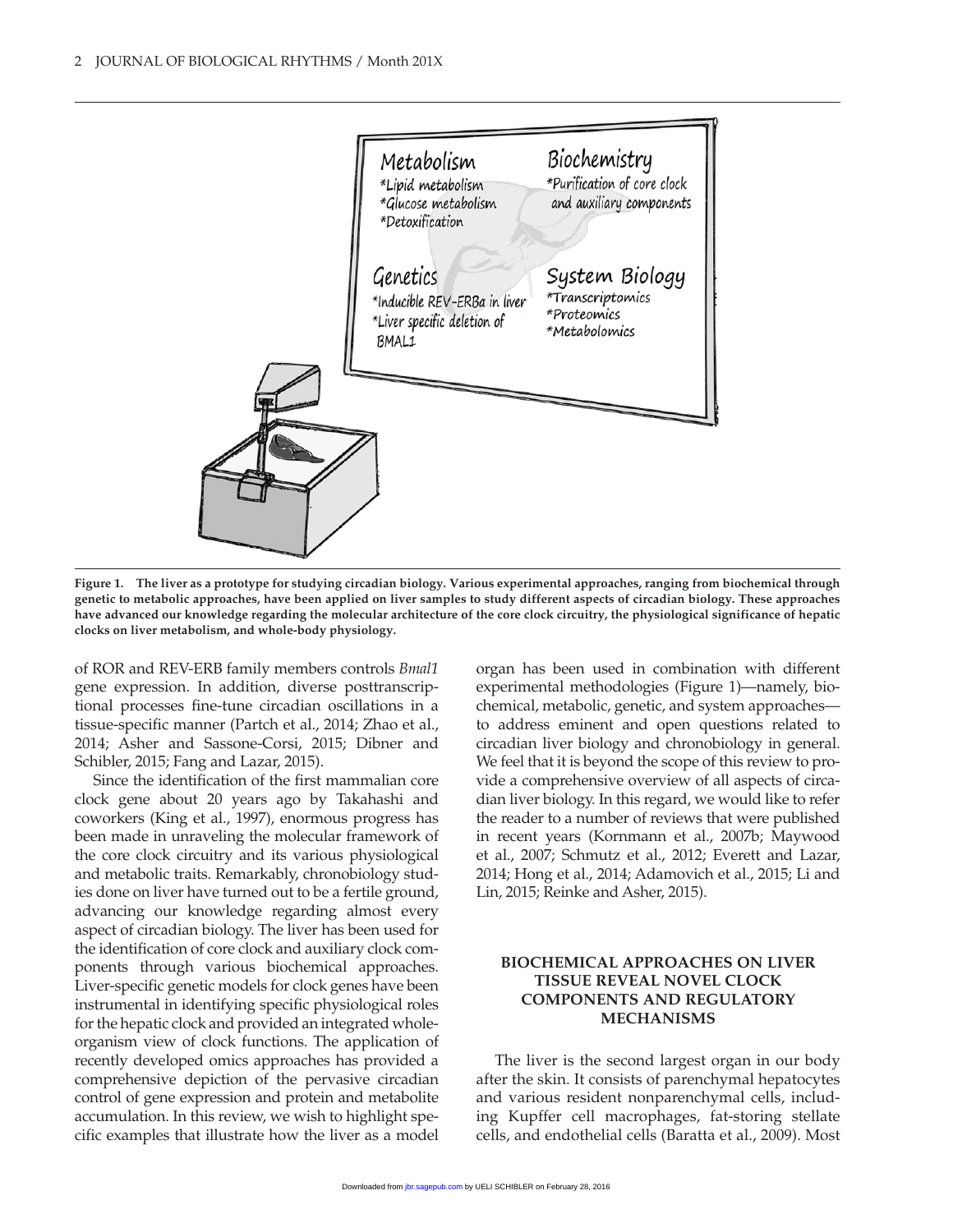Figure 1. The liver as a prototype for studying circadian biology. Various experimental approaches, ranging from biochemical through genetic to metabolic approaches, have been applied on liver samples to study different aspects of circadian biology. These approaches have advanced our knowledge regarding the molecular architecture of the core clock circuitry, the physiological significance of hepatic clocks on liver metabolism, and whole-body physiology.

of ROR and REV-ERB family members controls *Bmal1* gene expression. In addition, diverse posttranscriptional processes fine-tune circadian oscillations in a tissue-specific manner (Partch et al., 2014; Zhao et al., 2014; Asher and Sassone-Corsi, 2015; Dibner and Schibler, 2015; Fang and Lazar, 2015).

Since the identification of the first mammalian core clock gene about 20 years ago by Takahashi and coworkers (King et al., 1997), enormous progress has been made in unraveling the molecular framework of the core clock circuitry and its various physiological and metabolic traits. Remarkably, chronobiology studies done on liver have turned out to be a fertile ground, advancing our knowledge regarding almost every aspect of circadian biology. The liver has been used for the identification of core clock and auxiliary clock components through various biochemical approaches. Liver-specific genetic models for clock genes have been instrumental in identifying specific physiological roles for the hepatic clock and provided an integrated whole-organism view of clock functions. The application of recently developed omics approaches has provided a comprehensive depiction of the pervasive circadian control of gene expression and protein and metabolite accumulation. In this review, we wish to highlight specific examples that illustrate how the liver as a model organ has been used in combination with different experimental methodologies (Figure 1)—namely, biochemical, metabolic, genetic, and system approaches—to address eminent and open questions related to circadian liver biology and chronobiology in general. We feel that it is beyond the scope of this review to provide a comprehensive overview of all aspects of circadian liver biology. In this regard, we would like to refer the reader to a number of reviews that were published in recent years (Kornmann et al., 2007b; Maywood et al., 2007; Schmutz et al., 2012; Everett and Lazar, 2014; Hong et al., 2014; Adamovich et al., 2015; Li and Lin, 2015; Reinke and Asher, 2015).

## BIOCHEMICAL APPROACHES ON LIVER TISSUE REVEAL NOVEL CLOCK COMPONENTS AND REGULATORY MECHANISMS

The liver is the second largest organ in our body after the skin. It consists of parenchymal hepatocytes and various resident nonparenchymal cells, including Kupffer cell macrophages, fat-storing stellate cells, and endothelial cells (Baratta et al., 2009). Most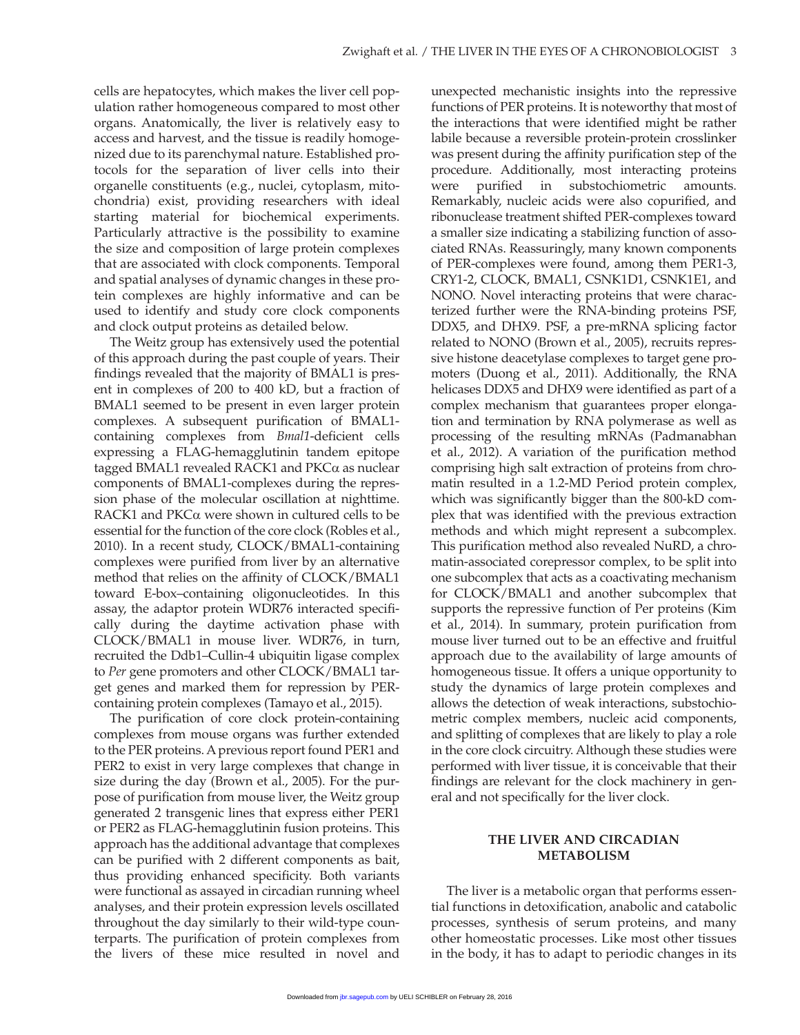cells are hepatocytes, which makes the liver cell population rather homogeneous compared to most other organs. Anatomically, the liver is relatively easy to access and harvest, and the tissue is readily homogenized due to its parenchymal nature. Established protocols for the separation of liver cells into their organelle constituents (e.g., nuclei, cytoplasm, mitochondria) exist, providing researchers with ideal starting material for biochemical experiments. Particularly attractive is the possibility to examine the size and composition of large protein complexes that are associated with clock components. Temporal and spatial analyses of dynamic changes in these protein complexes are highly informative and can be used to identify and study core clock components and clock output proteins as detailed below.

The Weitz group has extensively used the potential of this approach during the past couple of years. Their findings revealed that the majority of BMAL1 is present in complexes of 200 to 400 kD, but a fraction of BMAL1 seemed to be present in even larger protein complexes. A subsequent purification of BMAL1-containing complexes from *Bmal1*-deficient cells expressing a FLAG-hemagglutinin tandem epitope tagged BMAL1 revealed RACK1 and PKCα as nuclear components of BMAL1-complexes during the repression phase of the molecular oscillation at nighttime. RACK1 and PKCα were shown in cultured cells to be essential for the function of the core clock (Robles et al., 2010). In a recent study, CLOCK/BMAL1-containing complexes were purified from liver by an alternative method that relies on the affinity of CLOCK/BMAL1 toward E-box–containing oligonucleotides. In this assay, the adaptor protein WDR76 interacted specifically during the daytime activation phase with CLOCK/BMAL1 in mouse liver. WDR76, in turn, recruited the Ddb1–Cullin-4 ubiquitin ligase complex to *Per* gene promoters and other CLOCK/BMAL1 target genes and marked them for repression by PER-containing protein complexes (Tamayo et al., 2015).

The purification of core clock protein-containing complexes from mouse organs was further extended to the PER proteins. A previous report found PER1 and PER2 to exist in very large complexes that change in size during the day (Brown et al., 2005). For the purpose of purification from mouse liver, the Weitz group generated 2 transgenic lines that express either PER1 or PER2 as FLAG-hemagglutinin fusion proteins. This approach has the additional advantage that complexes can be purified with 2 different components as bait, thus providing enhanced specificity. Both variants were functional as assayed in circadian running wheel analyses, and their protein expression levels oscillated throughout the day similarly to their wild-type counterparts. The purification of protein complexes from the livers of these mice resulted in novel and unexpected mechanistic insights into the repressive functions of PER proteins. It is noteworthy that most of the interactions that were identified might be rather labile because a reversible protein-protein crosslinker was present during the affinity purification step of the procedure. Additionally, most interacting proteins were purified in substochiometric amounts. Remarkably, nucleic acids were also copurified, and ribonuclease treatment shifted PER-complexes toward a smaller size indicating a stabilizing function of associated RNAs. Reassuringly, many known components of PER-complexes were found, among them PER1-3, CRY1-2, CLOCK, BMAL1, CSNK1D1, CSNK1E1, and NONO. Novel interacting proteins that were characterized further were the RNA-binding proteins PSF, DDX5, and DHX9. PSF, a pre-mRNA splicing factor related to NONO (Brown et al., 2005), recruits repressive histone deacetylase complexes to target gene promoters (Duong et al., 2011). Additionally, the RNA helicases DDX5 and DHX9 were identified as part of a complex mechanism that guarantees proper elongation and termination by RNA polymerase as well as processing of the resulting mRNAs (Padmanabhan et al., 2012). A variation of the purification method comprising high salt extraction of proteins from chromatin resulted in a 1.2-MD Period protein complex, which was significantly bigger than the 800-kD complex that was identified with the previous extraction methods and which might represent a subcomplex. This purification method also revealed NuRD, a chromatin-associated corepressor complex, to be split into one subcomplex that acts as a coactivating mechanism for CLOCK/BMAL1 and another subcomplex that supports the repressive function of Per proteins (Kim et al., 2014). In summary, protein purification from mouse liver turned out to be an effective and fruitful approach due to the availability of large amounts of homogeneous tissue. It offers a unique opportunity to study the dynamics of large protein complexes and allows the detection of weak interactions, substochiometric complex members, nucleic acid components, and splitting of complexes that are likely to play a role in the core clock circuitry. Although these studies were performed with liver tissue, it is conceivable that their findings are relevant for the clock machinery in general and not specifically for the liver clock.

## THE LIVER AND CIRCADIAN METABOLISM

The liver is a metabolic organ that performs essential functions in detoxification, anabolic and catabolic processes, synthesis of serum proteins, and many other homeostatic processes. Like most other tissues in the body, it has to adapt to periodic changes in its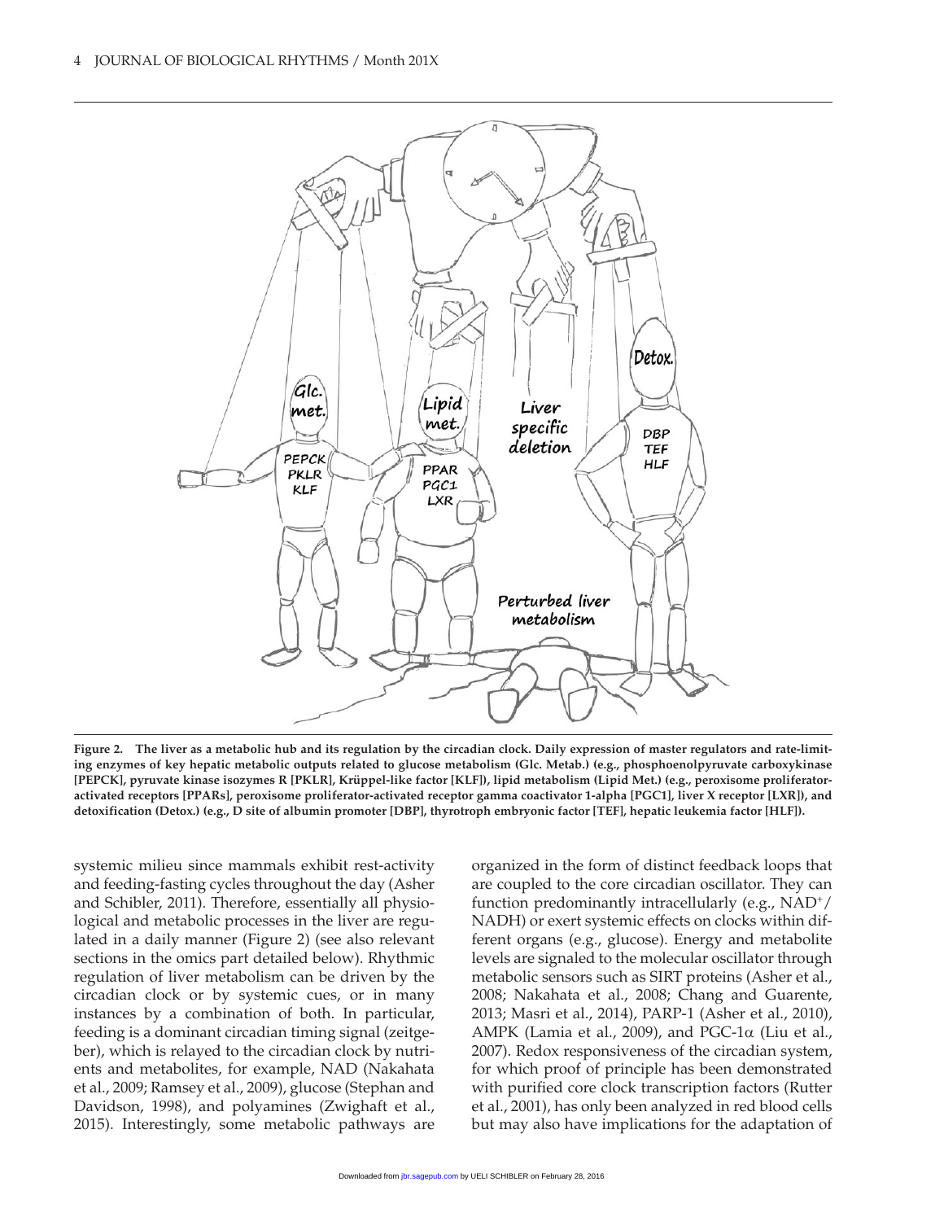**Figure 2. The liver as a metabolic hub and its regulation by the circadian clock. Daily expression of master regulators and rate-limiting enzymes of key hepatic metabolic outputs related to glucose metabolism (Glc. Metab.) (e.g., phosphoenolpyruvate carboxykinase [PEPCK], pyruvate kinase isozymes R [PKLR], Krüppel-like factor [KLF]), lipid metabolism (Lipid Met.) (e.g., peroxisome proliferator-activated receptors [PPARs], peroxisome proliferator-activated receptor gamma coactivator 1-alpha [PGC1], liver X receptor [LXR]), and detoxification (Detox.) (e.g., D site of albumin promoter [DBP], thyrotroph embryonic factor [TEF], hepatic leukemia factor [HLF]).**

systemic milieu since mammals exhibit rest-activity and feeding-fasting cycles throughout the day (Asher and Schibler, 2011). Therefore, essentially all physiological and metabolic processes in the liver are regulated in a daily manner (Figure 2) (see also relevant sections in the omics part detailed below). Rhythmic regulation of liver metabolism can be driven by the circadian clock or by systemic cues, or in many instances by a combination of both. In particular, feeding is a dominant circadian timing signal (zeitgeber), which is relayed to the circadian clock by nutrients and metabolites, for example, NAD (Nakahata et al., 2009; Ramsey et al., 2009), glucose (Stephan and Davidson, 1998), and polyamines (Zwighaft et al., 2015). Interestingly, some metabolic pathways are organized in the form of distinct feedback loops that are coupled to the core circadian oscillator. They can function predominantly intracellularly (e.g., $NAD^+$/NADH) or exert systemic effects on clocks within different organs (e.g., glucose). Energy and metabolite levels are signaled to the molecular oscillator through metabolic sensors such as SIRT proteins (Asher et al., 2008; Nakahata et al., 2008; Chang and Guarente, 2013; Masri et al., 2014), PARP-1 (Asher et al., 2010), AMPK (Lamia et al., 2009), and PGC-1$\alpha$ (Liu et al., 2007). Redox responsiveness of the circadian system, for which proof of principle has been demonstrated with purified core clock transcription factors (Rutter et al., 2001), has only been analyzed in red blood cells but may also have implications for the adaptation of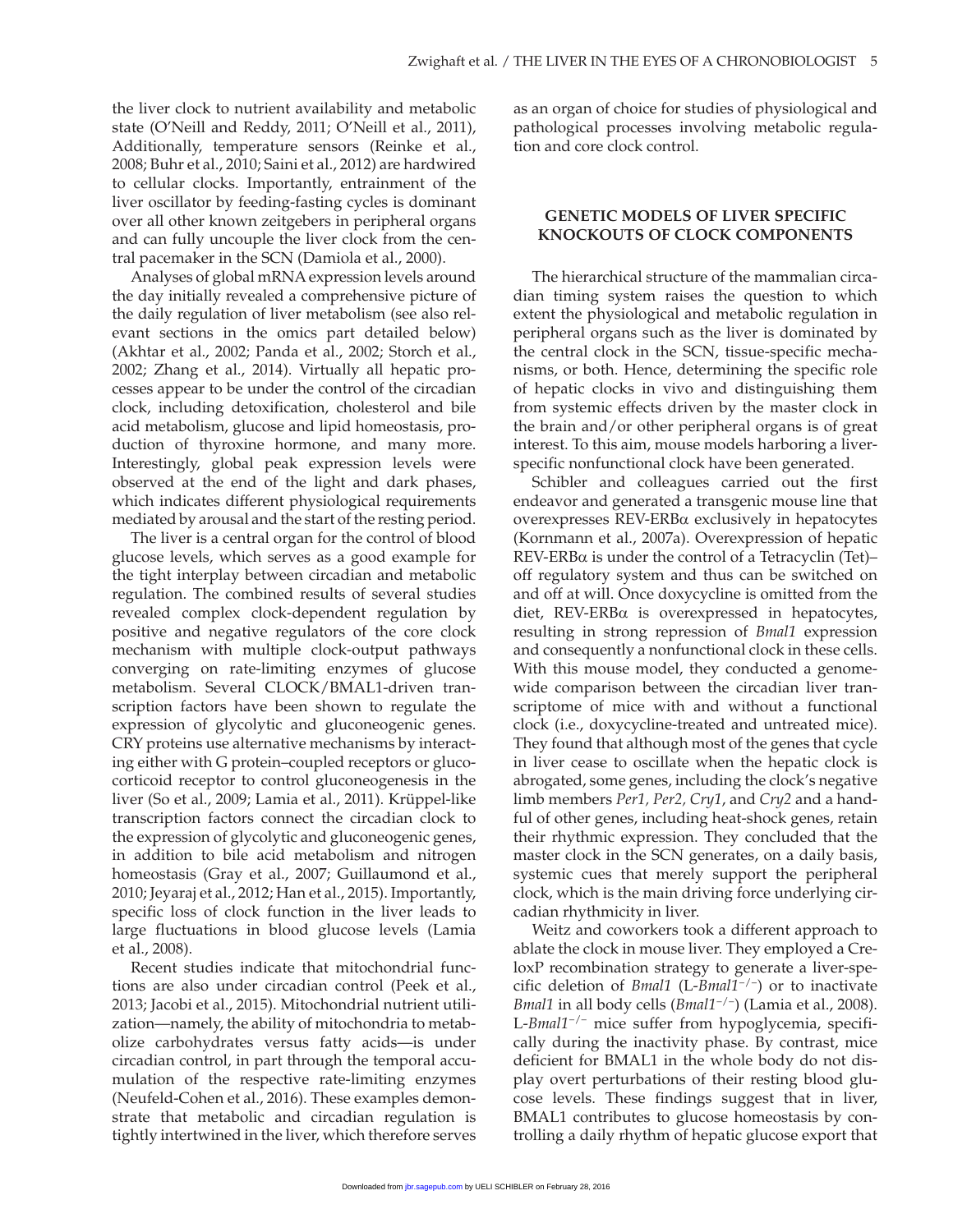the liver clock to nutrient availability and metabolic state (O'Neill and Reddy, 2011; O'Neill et al., 2011), Additionally, temperature sensors (Reinke et al., 2008; Buhr et al., 2010; Saini et al., 2012) are hardwired to cellular clocks. Importantly, entrainment of the liver oscillator by feeding-fasting cycles is dominant over all other known zeitgebers in peripheral organs and can fully uncouple the liver clock from the central pacemaker in the SCN (Damiola et al., 2000).

Analyses of global mRNA expression levels around the day initially revealed a comprehensive picture of the daily regulation of liver metabolism (see also relevant sections in the omics part detailed below) (Akhtar et al., 2002; Panda et al., 2002; Storch et al., 2002; Zhang et al., 2014). Virtually all hepatic processes appear to be under the control of the circadian clock, including detoxification, cholesterol and bile acid metabolism, glucose and lipid homeostasis, production of thyroxine hormone, and many more. Interestingly, global peak expression levels were observed at the end of the light and dark phases, which indicates different physiological requirements mediated by arousal and the start of the resting period.

The liver is a central organ for the control of blood glucose levels, which serves as a good example for the tight interplay between circadian and metabolic regulation. The combined results of several studies revealed complex clock-dependent regulation by positive and negative regulators of the core clock mechanism with multiple clock-output pathways converging on rate-limiting enzymes of glucose metabolism. Several CLOCK/BMAL1-driven transcription factors have been shown to regulate the expression of glycolytic and gluconeogenic genes. CRY proteins use alternative mechanisms by interacting either with G protein–coupled receptors or glucocorticoid receptor to control gluconeogenesis in the liver (So et al., 2009; Lamia et al., 2011). Krüppel-like transcription factors connect the circadian clock to the expression of glycolytic and gluconeogenic genes, in addition to bile acid metabolism and nitrogen homeostasis (Gray et al., 2007; Guillaumond et al., 2010; Jeyaraj et al., 2012; Han et al., 2015). Importantly, specific loss of clock function in the liver leads to large fluctuations in blood glucose levels (Lamia et al., 2008).

Recent studies indicate that mitochondrial functions are also under circadian control (Peek et al., 2013; Jacobi et al., 2015). Mitochondrial nutrient utilization—namely, the ability of mitochondria to metabolize carbohydrates versus fatty acids—is under circadian control, in part through the temporal accumulation of the respective rate-limiting enzymes (Neufeld-Cohen et al., 2016). These examples demonstrate that metabolic and circadian regulation is tightly intertwined in the liver, which therefore serves as an organ of choice for studies of physiological and pathological processes involving metabolic regulation and core clock control.

## GENETIC MODELS OF LIVER SPECIFIC KNOCKOUTS OF CLOCK COMPONENTS

The hierarchical structure of the mammalian circadian timing system raises the question to which extent the physiological and metabolic regulation in peripheral organs such as the liver is dominated by the central clock in the SCN, tissue-specific mechanisms, or both. Hence, determining the specific role of hepatic clocks in vivo and distinguishing them from systemic effects driven by the master clock in the brain and/or other peripheral organs is of great interest. To this aim, mouse models harboring a liver-specific nonfunctional clock have been generated.

Schibler and colleagues carried out the first endeavor and generated a transgenic mouse line that overexpresses REV-ERBα exclusively in hepatocytes (Kornmann et al., 2007a). Overexpression of hepatic REV-ERBα is under the control of a Tetracyclin (Tet)–off regulatory system and thus can be switched on and off at will. Once doxycycline is omitted from the diet, REV-ERBα is overexpressed in hepatocytes, resulting in strong repression of *Bmal1* expression and consequently a nonfunctional clock in these cells. With this mouse model, they conducted a genome-wide comparison between the circadian liver transcriptome of mice with and without a functional clock (i.e., doxycycline-treated and untreated mice). They found that although most of the genes that cycle in liver cease to oscillate when the hepatic clock is abrogated, some genes, including the clock's negative limb members *Per1, Per2, Cry1*, and *Cry2* and a handful of other genes, including heat-shock genes, retain their rhythmic expression. They concluded that the master clock in the SCN generates, on a daily basis, systemic cues that merely support the peripheral clock, which is the main driving force underlying circadian rhythmicity in liver.

Weitz and coworkers took a different approach to ablate the clock in mouse liver. They employed a Cre-loxP recombination strategy to generate a liver-specific deletion of *Bmal1* (L-*Bmal1*$^{-/-}$) or to inactivate *Bmal1* in all body cells (*Bmal1*$^{-/-}$) (Lamia et al., 2008). L-*Bmal1*$^{-/-}$ mice suffer from hypoglycemia, specifically during the inactivity phase. By contrast, mice deficient for BMAL1 in the whole body do not display overt perturbations of their resting blood glucose levels. These findings suggest that in liver, BMAL1 contributes to glucose homeostasis by controlling a daily rhythm of hepatic glucose export that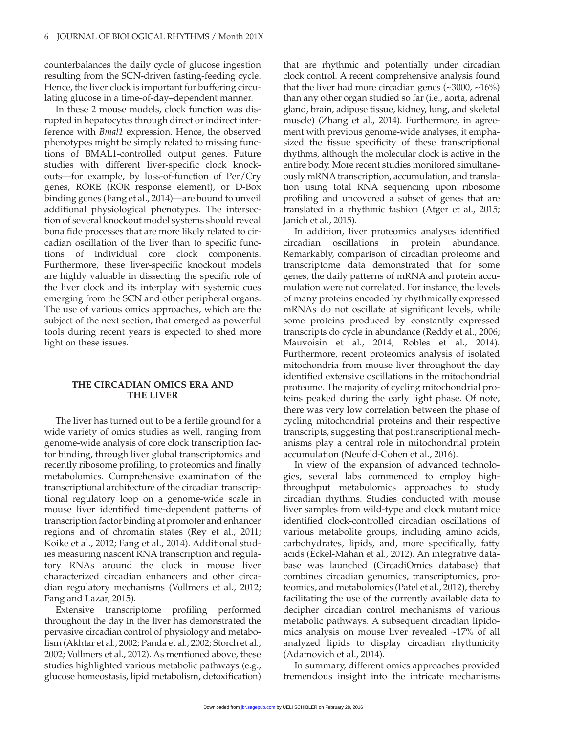counterbalances the daily cycle of glucose ingestion resulting from the SCN-driven fasting-feeding cycle. Hence, the liver clock is important for buffering circulating glucose in a time-of-day–dependent manner.

In these 2 mouse models, clock function was disrupted in hepatocytes through direct or indirect interference with *Bmal1* expression. Hence, the observed phenotypes might be simply related to missing functions of BMAL1-controlled output genes. Future studies with different liver-specific clock knockouts—for example, by loss-of-function of Per/Cry genes, RORE (ROR response element), or D-Box binding genes (Fang et al., 2014)—are bound to unveil additional physiological phenotypes. The intersection of several knockout model systems should reveal bona fide processes that are more likely related to circadian oscillation of the liver than to specific functions of individual core clock components. Furthermore, these liver-specific knockout models are highly valuable in dissecting the specific role of the liver clock and its interplay with systemic cues emerging from the SCN and other peripheral organs. The use of various omics approaches, which are the subject of the next section, that emerged as powerful tools during recent years is expected to shed more light on these issues.

## THE CIRCADIAN OMICS ERA AND THE LIVER

The liver has turned out to be a fertile ground for a wide variety of omics studies as well, ranging from genome-wide analysis of core clock transcription factor binding, through liver global transcriptomics and recently ribosome profiling, to proteomics and finally metabolomics. Comprehensive examination of the transcriptional architecture of the circadian transcriptional regulatory loop on a genome-wide scale in mouse liver identified time-dependent patterns of transcription factor binding at promoter and enhancer regions and of chromatin states (Rey et al., 2011; Koike et al., 2012; Fang et al., 2014). Additional studies measuring nascent RNA transcription and regulatory RNAs around the clock in mouse liver characterized circadian enhancers and other circadian regulatory mechanisms (Vollmers et al., 2012; Fang and Lazar, 2015).

Extensive transcriptome profiling performed throughout the day in the liver has demonstrated the pervasive circadian control of physiology and metabolism (Akhtar et al., 2002; Panda et al., 2002; Storch et al., 2002; Vollmers et al., 2012). As mentioned above, these studies highlighted various metabolic pathways (e.g., glucose homeostasis, lipid metabolism, detoxification) that are rhythmic and potentially under circadian clock control. A recent comprehensive analysis found that the liver had more circadian genes (~3000, ~16%) than any other organ studied so far (i.e., aorta, adrenal gland, brain, adipose tissue, kidney, lung, and skeletal muscle) (Zhang et al., 2014). Furthermore, in agreement with previous genome-wide analyses, it emphasized the tissue specificity of these transcriptional rhythms, although the molecular clock is active in the entire body. More recent studies monitored simultaneously mRNA transcription, accumulation, and translation using total RNA sequencing upon ribosome profiling and uncovered a subset of genes that are translated in a rhythmic fashion (Atger et al., 2015; Janich et al., 2015).

In addition, liver proteomics analyses identified circadian oscillations in protein abundance. Remarkably, comparison of circadian proteome and transcriptome data demonstrated that for some genes, the daily patterns of mRNA and protein accumulation were not correlated. For instance, the levels of many proteins encoded by rhythmically expressed mRNAs do not oscillate at significant levels, while some proteins produced by constantly expressed transcripts do cycle in abundance (Reddy et al., 2006; Mauvoisin et al., 2014; Robles et al., 2014). Furthermore, recent proteomics analysis of isolated mitochondria from mouse liver throughout the day identified extensive oscillations in the mitochondrial proteome. The majority of cycling mitochondrial proteins peaked during the early light phase. Of note, there was very low correlation between the phase of cycling mitochondrial proteins and their respective transcripts, suggesting that posttranscriptional mechanisms play a central role in mitochondrial protein accumulation (Neufeld-Cohen et al., 2016).

In view of the expansion of advanced technologies, several labs commenced to employ high-throughput metabolomics approaches to study circadian rhythms. Studies conducted with mouse liver samples from wild-type and clock mutant mice identified clock-controlled circadian oscillations of various metabolite groups, including amino acids, carbohydrates, lipids, and, more specifically, fatty acids (Eckel-Mahan et al., 2012). An integrative database was launched (CircadiOmics database) that combines circadian genomics, transcriptomics, proteomics, and metabolomics (Patel et al., 2012), thereby facilitating the use of the currently available data to decipher circadian control mechanisms of various metabolic pathways. A subsequent circadian lipidomics analysis on mouse liver revealed ~17% of all analyzed lipids to display circadian rhythmicity (Adamovich et al., 2014).

In summary, different omics approaches provided tremendous insight into the intricate mechanisms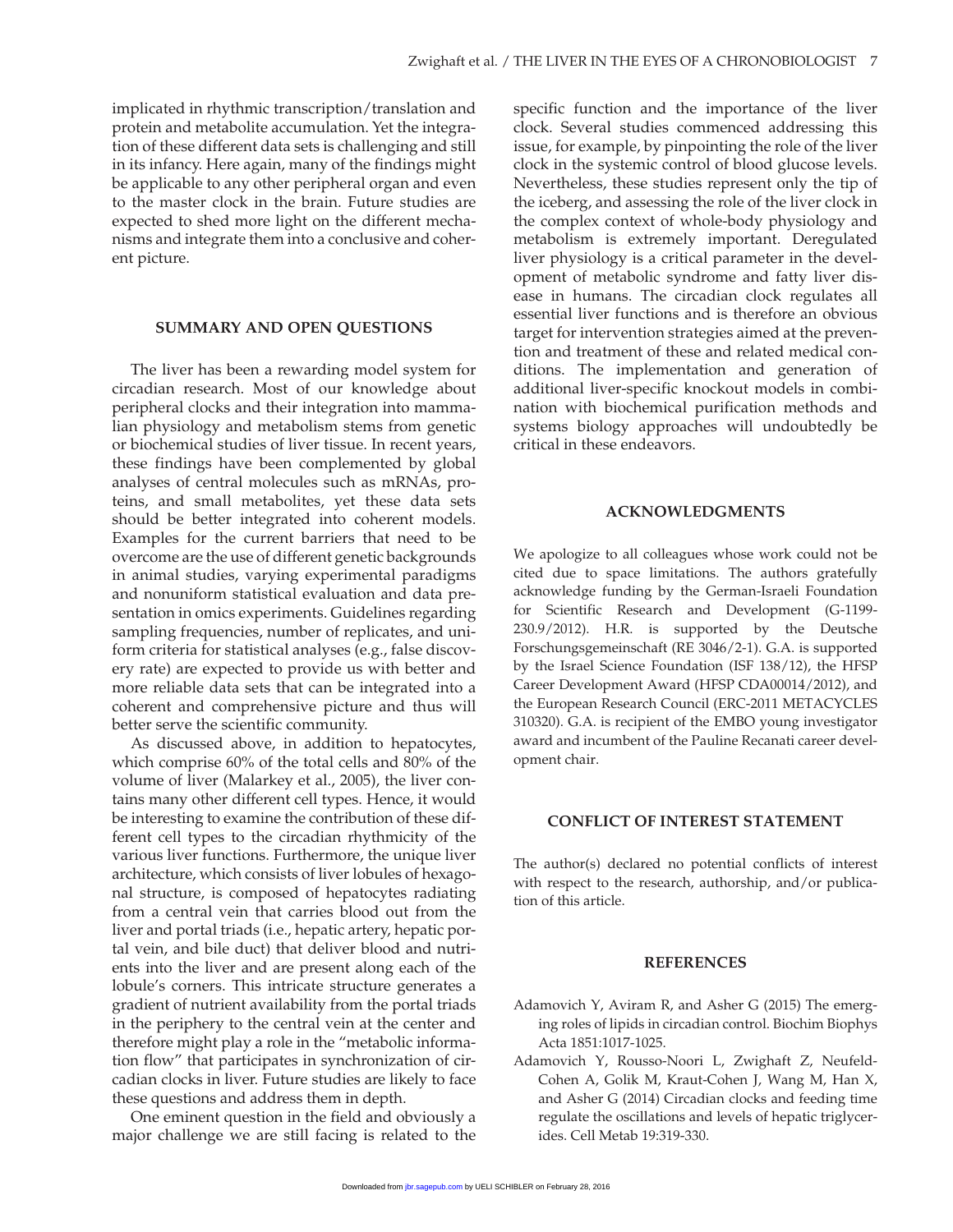implicated in rhythmic transcription/translation and protein and metabolite accumulation. Yet the integration of these different data sets is challenging and still in its infancy. Here again, many of the findings might be applicable to any other peripheral organ and even to the master clock in the brain. Future studies are expected to shed more light on the different mechanisms and integrate them into a conclusive and coherent picture.

## SUMMARY AND OPEN QUESTIONS

The liver has been a rewarding model system for circadian research. Most of our knowledge about peripheral clocks and their integration into mammalian physiology and metabolism stems from genetic or biochemical studies of liver tissue. In recent years, these findings have been complemented by global analyses of central molecules such as mRNAs, proteins, and small metabolites, yet these data sets should be better integrated into coherent models. Examples for the current barriers that need to be overcome are the use of different genetic backgrounds in animal studies, varying experimental paradigms and nonuniform statistical evaluation and data presentation in omics experiments. Guidelines regarding sampling frequencies, number of replicates, and uniform criteria for statistical analyses (e.g., false discovery rate) are expected to provide us with better and more reliable data sets that can be integrated into a coherent and comprehensive picture and thus will better serve the scientific community.

As discussed above, in addition to hepatocytes, which comprise 60% of the total cells and 80% of the volume of liver (Malarkey et al., 2005), the liver contains many other different cell types. Hence, it would be interesting to examine the contribution of these different cell types to the circadian rhythmicity of the various liver functions. Furthermore, the unique liver architecture, which consists of liver lobules of hexagonal structure, is composed of hepatocytes radiating from a central vein that carries blood out from the liver and portal triads (i.e., hepatic artery, hepatic portal vein, and bile duct) that deliver blood and nutrients into the liver and are present along each of the lobule's corners. This intricate structure generates a gradient of nutrient availability from the portal triads in the periphery to the central vein at the center and therefore might play a role in the "metabolic information flow" that participates in synchronization of circadian clocks in liver. Future studies are likely to face these questions and address them in depth.

One eminent question in the field and obviously a major challenge we are still facing is related to the specific function and the importance of the liver clock. Several studies commenced addressing this issue, for example, by pinpointing the role of the liver clock in the systemic control of blood glucose levels. Nevertheless, these studies represent only the tip of the iceberg, and assessing the role of the liver clock in the complex context of whole-body physiology and metabolism is extremely important. Deregulated liver physiology is a critical parameter in the development of metabolic syndrome and fatty liver disease in humans. The circadian clock regulates all essential liver functions and is therefore an obvious target for intervention strategies aimed at the prevention and treatment of these and related medical conditions. The implementation and generation of additional liver-specific knockout models in combination with biochemical purification methods and systems biology approaches will undoubtedly be critical in these endeavors.

## ACKNOWLEDGMENTS

We apologize to all colleagues whose work could not be cited due to space limitations. The authors gratefully acknowledge funding by the German-Israeli Foundation for Scientific Research and Development (G-1199-230.9/2012). H.R. is supported by the Deutsche Forschungsgemeinschaft (RE 3046/2-1). G.A. is supported by the Israel Science Foundation (ISF 138/12), the HFSP Career Development Award (HFSP CDA00014/2012), and the European Research Council (ERC-2011 METACYCLES 310320). G.A. is recipient of the EMBO young investigator award and incumbent of the Pauline Recanati career development chair.

## CONFLICT OF INTEREST STATEMENT

The author(s) declared no potential conflicts of interest with respect to the research, authorship, and/or publication of this article.

## REFERENCES

Adamovich Y, Aviram R, and Asher G (2015) The emerging roles of lipids in circadian control. Biochim Biophys Acta 1851:1017-1025.

Adamovich Y, Rousso-Noori L, Zwighaft Z, Neufeld-Cohen A, Golik M, Kraut-Cohen J, Wang M, Han X, and Asher G (2014) Circadian clocks and feeding time regulate the oscillations and levels of hepatic triglycerides. Cell Metab 19:319-330.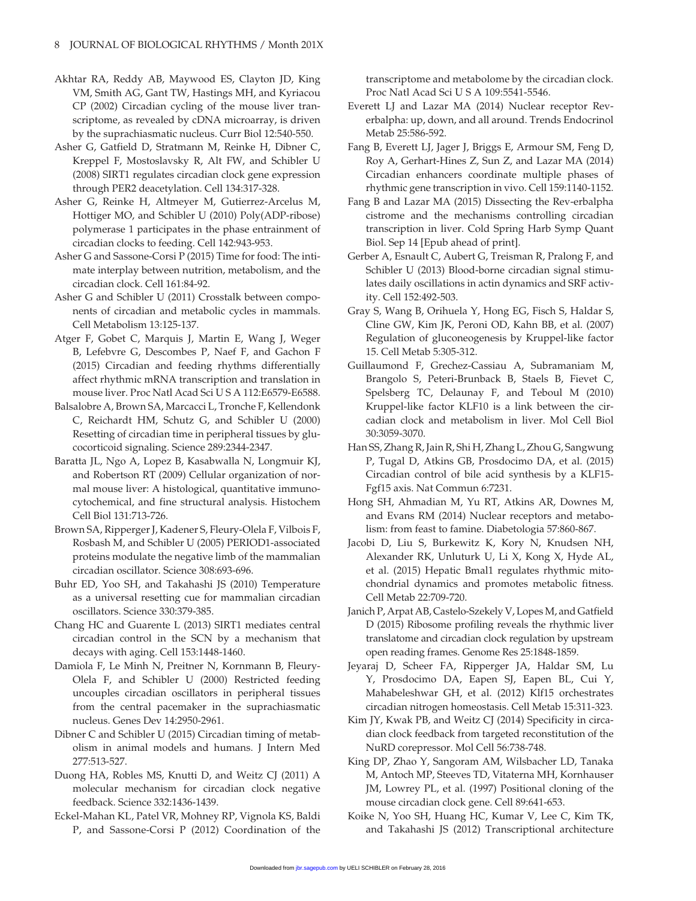Akhtar RA, Reddy AB, Maywood ES, Clayton JD, King VM, Smith AG, Gant TW, Hastings MH, and Kyriacou CP (2002) Circadian cycling of the mouse liver transcriptome, as revealed by cDNA microarray, is driven by the suprachiasmatic nucleus. Curr Biol 12:540-550.

Asher G, Gatfield D, Stratmann M, Reinke H, Dibner C, Kreppel F, Mostoslavsky R, Alt FW, and Schibler U (2008) SIRT1 regulates circadian clock gene expression through PER2 deacetylation. Cell 134:317-328.

Asher G, Reinke H, Altmeyer M, Gutierrez-Arcelus M, Hottiger MO, and Schibler U (2010) Poly(ADP-ribose) polymerase 1 participates in the phase entrainment of circadian clocks to feeding. Cell 142:943-953.

Asher G and Sassone-Corsi P (2015) Time for food: The intimate interplay between nutrition, metabolism, and the circadian clock. Cell 161:84-92.

Asher G and Schibler U (2011) Crosstalk between components of circadian and metabolic cycles in mammals. Cell Metabolism 13:125-137.

Atger F, Gobet C, Marquis J, Martin E, Wang J, Weger B, Lefebvre G, Descombes P, Naef F, and Gachon F (2015) Circadian and feeding rhythms differentially affect rhythmic mRNA transcription and translation in mouse liver. Proc Natl Acad Sci U S A 112:E6579-E6588.

Balsalobre A, Brown SA, Marcacci L, Tronche F, Kellendonk C, Reichardt HM, Schutz G, and Schibler U (2000) Resetting of circadian time in peripheral tissues by glucocorticoid signaling. Science 289:2344-2347.

Baratta JL, Ngo A, Lopez B, Kasabwalla N, Longmuir KJ, and Robertson RT (2009) Cellular organization of normal mouse liver: A histological, quantitative immunocytochemical, and fine structural analysis. Histochem Cell Biol 131:713-726.

Brown SA, Ripperger J, Kadener S, Fleury-Olela F, Vilbois F, Rosbash M, and Schibler U (2005) PERIOD1-associated proteins modulate the negative limb of the mammalian circadian oscillator. Science 308:693-696.

Buhr ED, Yoo SH, and Takahashi JS (2010) Temperature as a universal resetting cue for mammalian circadian oscillators. Science 330:379-385.

Chang HC and Guarente L (2013) SIRT1 mediates central circadian control in the SCN by a mechanism that decays with aging. Cell 153:1448-1460.

Damiola F, Le Minh N, Preitner N, Kornmann B, Fleury-Olela F, and Schibler U (2000) Restricted feeding uncouples circadian oscillators in peripheral tissues from the central pacemaker in the suprachiasmatic nucleus. Genes Dev 14:2950-2961.

Dibner C and Schibler U (2015) Circadian timing of metabolism in animal models and humans. J Intern Med 277:513-527.

Duong HA, Robles MS, Knutti D, and Weitz CJ (2011) A molecular mechanism for circadian clock negative feedback. Science 332:1436-1439.

Eckel-Mahan KL, Patel VR, Mohney RP, Vignola KS, Baldi P, and Sassone-Corsi P (2012) Coordination of the transcriptome and metabolome by the circadian clock. Proc Natl Acad Sci U S A 109:5541-5546.

Everett LJ and Lazar MA (2014) Nuclear receptor Rev-erbalpha: up, down, and all around. Trends Endocrinol Metab 25:586-592.

Fang B, Everett LJ, Jager J, Briggs E, Armour SM, Feng D, Roy A, Gerhart-Hines Z, Sun Z, and Lazar MA (2014) Circadian enhancers coordinate multiple phases of rhythmic gene transcription in vivo. Cell 159:1140-1152.

Fang B and Lazar MA (2015) Dissecting the Rev-erbalpha cistrome and the mechanisms controlling circadian transcription in liver. Cold Spring Harb Symp Quant Biol. Sep 14 [Epub ahead of print].

Gerber A, Esnault C, Aubert G, Treisman R, Pralong F, and Schibler U (2013) Blood-borne circadian signal stimulates daily oscillations in actin dynamics and SRF activity. Cell 152:492-503.

Gray S, Wang B, Orihuela Y, Hong EG, Fisch S, Haldar S, Cline GW, Kim JK, Peroni OD, Kahn BB, et al. (2007) Regulation of gluconeogenesis by Kruppel-like factor 15. Cell Metab 5:305-312.

Guillaumond F, Grechez-Cassiau A, Subramaniam M, Brangolo S, Peteri-Brunback B, Staels B, Fievet C, Spelsberg TC, Delaunay F, and Teboul M (2010) Kruppel-like factor KLF10 is a link between the circadian clock and metabolism in liver. Mol Cell Biol 30:3059-3070.

Han SS, Zhang R, Jain R, Shi H, Zhang L, Zhou G, Sangwung P, Tugal D, Atkins GB, Prosdocimo DA, et al. (2015) Circadian control of bile acid synthesis by a KLF15-Fgf15 axis. Nat Commun 6:7231.

Hong SH, Ahmadian M, Yu RT, Atkins AR, Downes M, and Evans RM (2014) Nuclear receptors and metabolism: from feast to famine. Diabetologia 57:860-867.

Jacobi D, Liu S, Burkewitz K, Kory N, Knudsen NH, Alexander RK, Unluturk U, Li X, Kong X, Hyde AL, et al. (2015) Hepatic Bmal1 regulates rhythmic mitochondrial dynamics and promotes metabolic fitness. Cell Metab 22:709-720.

Janich P, Arpat AB, Castelo-Szekely V, Lopes M, and Gatfield D (2015) Ribosome profiling reveals the rhythmic liver translatome and circadian clock regulation by upstream open reading frames. Genome Res 25:1848-1859.

Jeyaraj D, Scheer FA, Ripperger JA, Haldar SM, Lu Y, Prosdocimo DA, Eapen SJ, Eapen BL, Cui Y, Mahabeleshwar GH, et al. (2012) Klf15 orchestrates circadian nitrogen homeostasis. Cell Metab 15:311-323.

Kim JY, Kwak PB, and Weitz CJ (2014) Specificity in circadian clock feedback from targeted reconstitution of the NuRD corepressor. Mol Cell 56:738-748.

King DP, Zhao Y, Sangoram AM, Wilsbacher LD, Tanaka M, Antoch MP, Steeves TD, Vitaterna MH, Kornhauser JM, Lowrey PL, et al. (1997) Positional cloning of the mouse circadian clock gene. Cell 89:641-653.

Koike N, Yoo SH, Huang HC, Kumar V, Lee C, Kim TK, and Takahashi JS (2012) Transcriptional architecture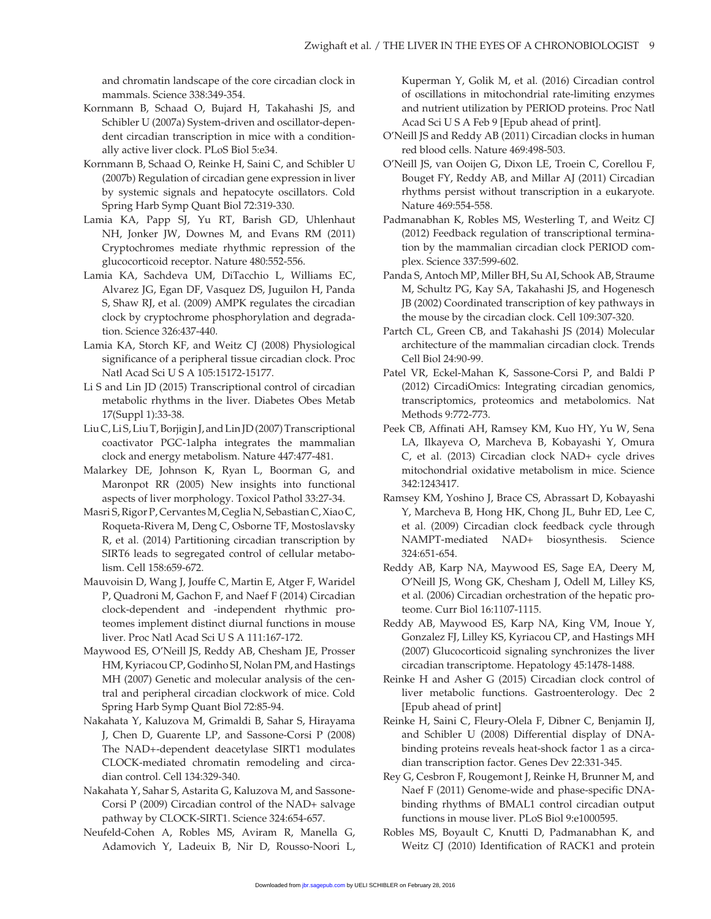and chromatin landscape of the core circadian clock in mammals. Science 338:349-354.

Kornmann B, Schaad O, Bujard H, Takahashi JS, and Schibler U (2007a) System-driven and oscillator-dependent circadian transcription in mice with a conditionally active liver clock. PLoS Biol 5:e34.

Kornmann B, Schaad O, Reinke H, Saini C, and Schibler U (2007b) Regulation of circadian gene expression in liver by systemic signals and hepatocyte oscillators. Cold Spring Harb Symp Quant Biol 72:319-330.

Lamia KA, Papp SJ, Yu RT, Barish GD, Uhlenhaut NH, Jonker JW, Downes M, and Evans RM (2011) Cryptochromes mediate rhythmic repression of the glucocorticoid receptor. Nature 480:552-556.

Lamia KA, Sachdeva UM, DiTacchio L, Williams EC, Alvarez JG, Egan DF, Vasquez DS, Juguilon H, Panda S, Shaw RJ, et al. (2009) AMPK regulates the circadian clock by cryptochrome phosphorylation and degradation. Science 326:437-440.

Lamia KA, Storch KF, and Weitz CJ (2008) Physiological significance of a peripheral tissue circadian clock. Proc Natl Acad Sci U S A 105:15172-15177.

Li S and Lin JD (2015) Transcriptional control of circadian metabolic rhythms in the liver. Diabetes Obes Metab 17(Suppl 1):33-38.

Liu C, Li S, Liu T, Borjigin J, and Lin JD (2007) Transcriptional coactivator PGC-1alpha integrates the mammalian clock and energy metabolism. Nature 447:477-481.

Malarkey DE, Johnson K, Ryan L, Boorman G, and Maronpot RR (2005) New insights into functional aspects of liver morphology. Toxicol Pathol 33:27-34.

Masri S, Rigor P, Cervantes M, Ceglia N, Sebastian C, Xiao C, Roqueta-Rivera M, Deng C, Osborne TF, Mostoslavsky R, et al. (2014) Partitioning circadian transcription by SIRT6 leads to segregated control of cellular metabolism. Cell 158:659-672.

Mauvoisin D, Wang J, Jouffe C, Martin E, Atger F, Waridel P, Quadroni M, Gachon F, and Naef F (2014) Circadian clock-dependent and -independent rhythmic proteomes implement distinct diurnal functions in mouse liver. Proc Natl Acad Sci U S A 111:167-172.

Maywood ES, O'Neill JS, Reddy AB, Chesham JE, Prosser HM, Kyriacou CP, Godinho SI, Nolan PM, and Hastings MH (2007) Genetic and molecular analysis of the central and peripheral circadian clockwork of mice. Cold Spring Harb Symp Quant Biol 72:85-94.

Nakahata Y, Kaluzova M, Grimaldi B, Sahar S, Hirayama J, Chen D, Guarente LP, and Sassone-Corsi P (2008) The NAD+-dependent deacetylase SIRT1 modulates CLOCK-mediated chromatin remodeling and circadian control. Cell 134:329-340.

Nakahata Y, Sahar S, Astarita G, Kaluzova M, and Sassone-Corsi P (2009) Circadian control of the NAD+ salvage pathway by CLOCK-SIRT1. Science 324:654-657.

Neufeld-Cohen A, Robles MS, Aviram R, Manella G, Adamovich Y, Ladeuix B, Nir D, Rousso-Noori L, Kuperman Y, Golik M, et al. (2016) Circadian control of oscillations in mitochondrial rate-limiting enzymes and nutrient utilization by PERIOD proteins. Proc Natl Acad Sci U S A Feb 9 [Epub ahead of print].

O'Neill JS and Reddy AB (2011) Circadian clocks in human red blood cells. Nature 469:498-503.

O'Neill JS, van Ooijen G, Dixon LE, Troein C, Corellou F, Bouget FY, Reddy AB, and Millar AJ (2011) Circadian rhythms persist without transcription in a eukaryote. Nature 469:554-558.

Padmanabhan K, Robles MS, Westerling T, and Weitz CJ (2012) Feedback regulation of transcriptional termination by the mammalian circadian clock PERIOD complex. Science 337:599-602.

Panda S, Antoch MP, Miller BH, Su AI, Schook AB, Straume M, Schultz PG, Kay SA, Takahashi JS, and Hogenesch JB (2002) Coordinated transcription of key pathways in the mouse by the circadian clock. Cell 109:307-320.

Partch CL, Green CB, and Takahashi JS (2014) Molecular architecture of the mammalian circadian clock. Trends Cell Biol 24:90-99.

Patel VR, Eckel-Mahan K, Sassone-Corsi P, and Baldi P (2012) CircadiOmics: Integrating circadian genomics, transcriptomics, proteomics and metabolomics. Nat Methods 9:772-773.

Peek CB, Affinati AH, Ramsey KM, Kuo HY, Yu W, Sena LA, Ilkayeva O, Marcheva B, Kobayashi Y, Omura C, et al. (2013) Circadian clock NAD+ cycle drives mitochondrial oxidative metabolism in mice. Science 342:1243417.

Ramsey KM, Yoshino J, Brace CS, Abrassart D, Kobayashi Y, Marcheva B, Hong HK, Chong JL, Buhr ED, Lee C, et al. (2009) Circadian clock feedback cycle through NAMPT-mediated NAD+ biosynthesis. Science 324:651-654.

Reddy AB, Karp NA, Maywood ES, Sage EA, Deery M, O'Neill JS, Wong GK, Chesham J, Odell M, Lilley KS, et al. (2006) Circadian orchestration of the hepatic proteome. Curr Biol 16:1107-1115.

Reddy AB, Maywood ES, Karp NA, King VM, Inoue Y, Gonzalez FJ, Lilley KS, Kyriacou CP, and Hastings MH (2007) Glucocorticoid signaling synchronizes the liver circadian transcriptome. Hepatology 45:1478-1488.

Reinke H and Asher G (2015) Circadian clock control of liver metabolic functions. Gastroenterology. Dec 2 [Epub ahead of print]

Reinke H, Saini C, Fleury-Olela F, Dibner C, Benjamin IJ, and Schibler U (2008) Differential display of DNA-binding proteins reveals heat-shock factor 1 as a circadian transcription factor. Genes Dev 22:331-345.

Rey G, Cesbron F, Rougemont J, Reinke H, Brunner M, and Naef F (2011) Genome-wide and phase-specific DNA-binding rhythms of BMAL1 control circadian output functions in mouse liver. PLoS Biol 9:e1000595.

Robles MS, Boyault C, Knutti D, Padmanabhan K, and Weitz CJ (2010) Identification of RACK1 and protein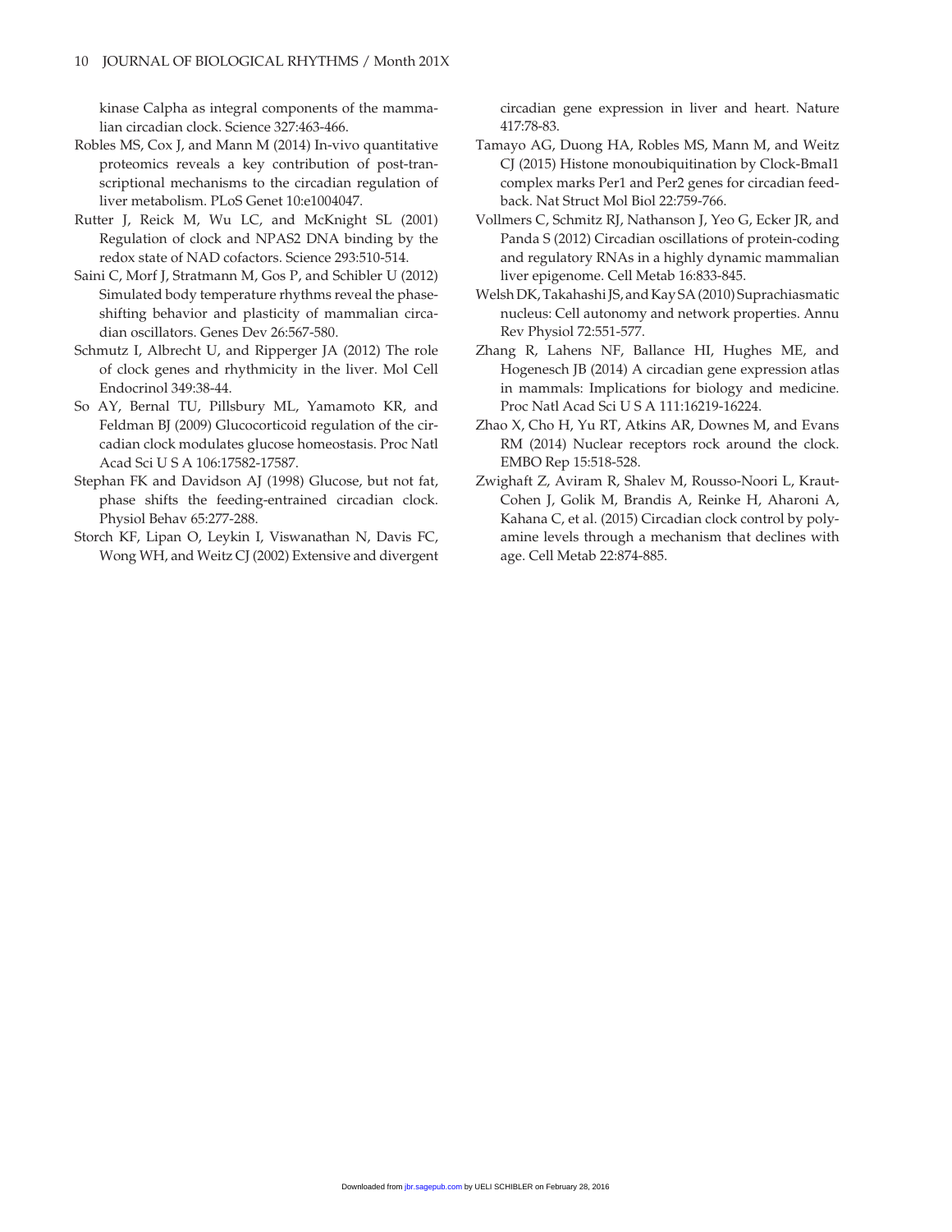kinase Calpha as integral components of the mammalian circadian clock. Science 327:463-466.

Robles MS, Cox J, and Mann M (2014) In-vivo quantitative proteomics reveals a key contribution of post-transcriptional mechanisms to the circadian regulation of liver metabolism. PLoS Genet 10:e1004047.

Rutter J, Reick M, Wu LC, and McKnight SL (2001) Regulation of clock and NPAS2 DNA binding by the redox state of NAD cofactors. Science 293:510-514.

Saini C, Morf J, Stratmann M, Gos P, and Schibler U (2012) Simulated body temperature rhythms reveal the phase-shifting behavior and plasticity of mammalian circadian oscillators. Genes Dev 26:567-580.

Schmutz I, Albrecht U, and Ripperger JA (2012) The role of clock genes and rhythmicity in the liver. Mol Cell Endocrinol 349:38-44.

So AY, Bernal TU, Pillsbury ML, Yamamoto KR, and Feldman BJ (2009) Glucocorticoid regulation of the circadian clock modulates glucose homeostasis. Proc Natl Acad Sci U S A 106:17582-17587.

Stephan FK and Davidson AJ (1998) Glucose, but not fat, phase shifts the feeding-entrained circadian clock. Physiol Behav 65:277-288.

Storch KF, Lipan O, Leykin I, Viswanathan N, Davis FC, Wong WH, and Weitz CJ (2002) Extensive and divergent circadian gene expression in liver and heart. Nature 417:78-83.

Tamayo AG, Duong HA, Robles MS, Mann M, and Weitz CJ (2015) Histone monoubiquitination by Clock-Bmal1 complex marks Per1 and Per2 genes for circadian feedback. Nat Struct Mol Biol 22:759-766.

Vollmers C, Schmitz RJ, Nathanson J, Yeo G, Ecker JR, and Panda S (2012) Circadian oscillations of protein-coding and regulatory RNAs in a highly dynamic mammalian liver epigenome. Cell Metab 16:833-845.

Welsh DK, Takahashi JS, and Kay SA (2010) Suprachiasmatic nucleus: Cell autonomy and network properties. Annu Rev Physiol 72:551-577.

Zhang R, Lahens NF, Ballance HI, Hughes ME, and Hogenesch JB (2014) A circadian gene expression atlas in mammals: Implications for biology and medicine. Proc Natl Acad Sci U S A 111:16219-16224.

Zhao X, Cho H, Yu RT, Atkins AR, Downes M, and Evans RM (2014) Nuclear receptors rock around the clock. EMBO Rep 15:518-528.

Zwighaft Z, Aviram R, Shalev M, Rousso-Noori L, Kraut-Cohen J, Golik M, Brandis A, Reinke H, Aharoni A, Kahana C, et al. (2015) Circadian clock control by polyamine levels through a mechanism that declines with age. Cell Metab 22:874-885.